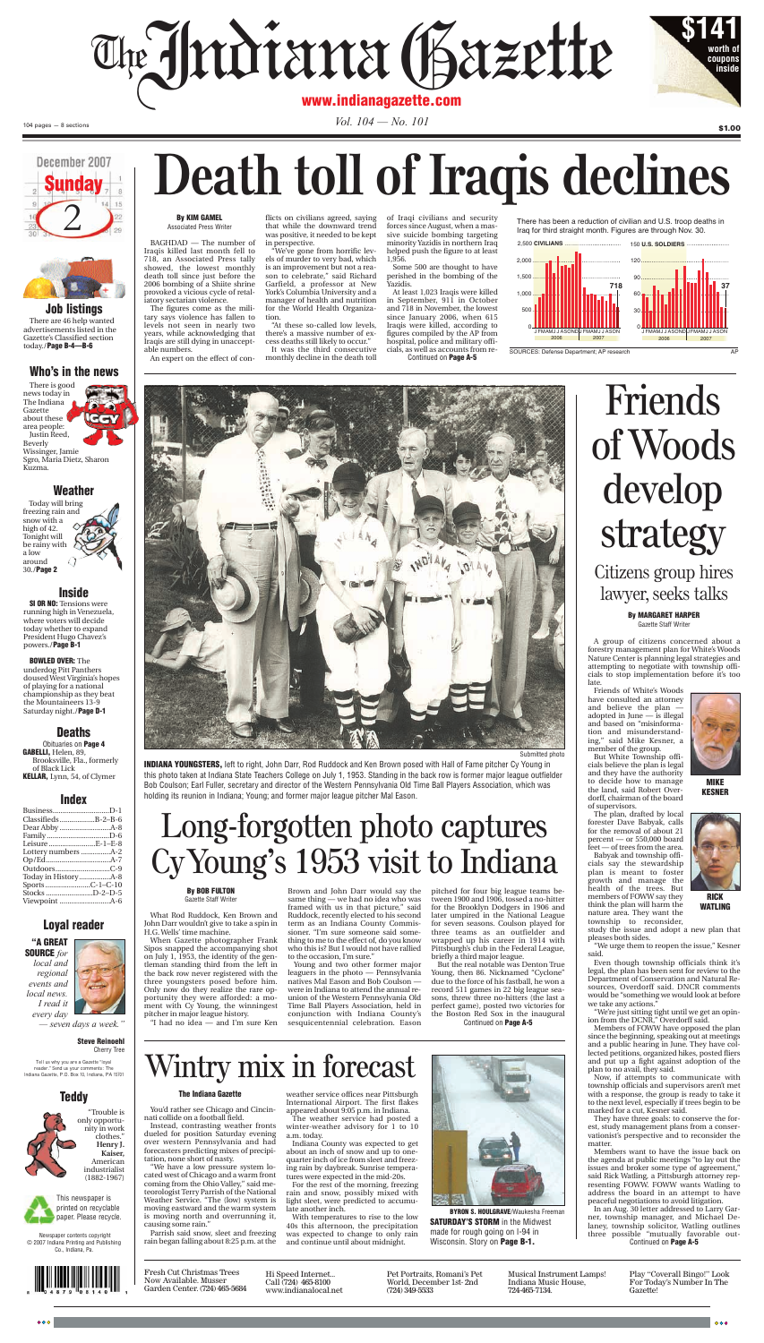# The Indiana Gazette

www.indianagazette.com

104 pages — 8 sections

Vol. 104 — No. 101

$1.00

**$141 worth of coupons inside**

December 2007 Sunday 2

## Job listings

There are 46 help wanted advertisements listed in the Gazette's Classified section today./**Page B-4—B-6**

## Who's in the news

There is good news today in The Indiana Gazette about these area people: Justin Reed, Beverly Wissinger, Jamie Sgro, Maria Dietz, Sharon Kuzma.

## Weather

Today will bring freezing rain and snow with a high of 42. Tonight will be rainy with a low around 30./**Page 2**

## Inside

**SI OR NO:** Tensions were running high in Venezuela, where voters will decide today whether to expand President Hugo Chavez's powers./**Page B-1**

**BOWLED OVER:** The underdog Pitt Panthers doused West Virginia's hopes of playing for a national championship as they beat the Mountaineers 13-9 Saturday night./**Page D-1**

## Deaths

Obituaries on **Page 4**

**GABELLI,** Helen, 89, Brooksville, Fla., formerly of Black Lick

**KELLAR,** Lynn, 54, of Clymer

## Index

| | |
|---|---|
| Business | D-1 |
| Classifieds | B-2–B-6 |
| Dear Abby | A-8 |
| Family | D-6 |
| Leisure | E-1–E-8 |
| Lottery numbers | A-2 |
| Op/Ed | A-7 |
| Outdoors | C-9 |
| Today in History | A-8 |
| Sports | C-1–C-10 |
| Stocks | D-2–D-5 |
| Viewpoint | A-6 |

## Loyal reader

**"A GREAT SOURCE** *for local and regional events and local news. I read it every day — seven days a week."*

**Steve Reinoehl**
Cherry Tree

Tell us why you are a Gazette "loyal reader." Send us your comments: The Indiana Gazette, P.O. Box 10, Indiana, PA 15701

## Teddy

"Trouble is only opportunity in work clothes."
**Henry J. Kaiser,** American industrialist (1882-1967)

This newspaper is printed on recyclable paper. Please recycle.

Newspaper contents copyright © 2007 Indiana Printing and Publishing Co., Indiana, Pa.

# Death toll of Iraqis declines

**By KIM GAMEL**
Associated Press Writer

BAGHDAD — The number of Iraqis killed last month fell to 718, an Associated Press tally showed, the lowest monthly death toll since just before the 2006 bombing of a Shiite shrine provoked a vicious cycle of retaliatory sectarian violence.

The figures come as the military says violence has fallen to levels not seen in nearly two years, while acknowledging that Iraqis are still dying in unacceptable numbers.

An expert on the effect of conflicts on civilians agreed, saying that while the downward trend was positive, it needed to be kept in perspective.

"We've gone from horrific levels of murder to very bad, which is an improvement but not a reason to celebrate," said Richard Garfield, a professor at New York's Columbia University and a manager of health and nutrition for the World Health Organization.

"At these so-called low levels, there's a massive number of excess deaths still likely to occur."

It was the third consecutive monthly decline in the death toll of Iraqi civilians and security forces since August, when a massive suicide bombing targeting minority Yazidis in northern Iraq helped push the figure to at least 1,956.

Some 500 are thought to have perished in the bombing of the Yazidis.

At least 1,023 Iraqis were killed in September, 911 in October and 718 in November, the lowest since January 2006, when 615 Iraqis were killed, according to figures compiled by the AP from hospital, police and military officials, as well as accounts from re-

Continued on **Page A-5**

There has been a reduction of civilian and U.S. troop deaths in Iraq for third straight month. Figures are through Nov. 30.

CIVILIANS: 718 — U.S. SOLDIERS: 37

SOURCES: Defense Department; AP research — AP

Submitted photo

**INDIANA YOUNGSTERS,** left to right, John Darr, Rod Ruddock and Ken Brown posed with Hall of Fame pitcher Cy Young in this photo taken at Indiana State Teachers College on July 1, 1953. Standing in the back row is former major league outfielder Bob Coulson; Earl Fuller, secretary and director of the Western Pennsylvania Old Time Ball Players Association, which was holding its reunion in Indiana; Young; and former major league pitcher Mal Eason.

# Long-forgotten photo captures Cy Young's 1953 visit to Indiana

**By BOB FULTON**
Gazette Staff Writer

What Rod Ruddock, Ken Brown and John Darr wouldn't give to take a spin in H.G. Wells' time machine.

When Gazette photographer Frank Sipos snapped the accompanying shot on July 1, 1953, the identity of the gentleman standing third from the left in the back row never registered with the three youngsters posed before him. Only now do they realize the rare opportunity they were afforded: a moment with Cy Young, the winningest pitcher in major league history.

"I had no idea — and I'm sure Ken Brown and John Darr would say the same thing — we had no idea who was framed with us in that picture," said Ruddock, recently elected to his second term as an Indiana County Commissioner. "I'm sure someone said something to me to the effect of, do you know who this is? But I would not have rallied to the occasion, I'm sure."

Young and two other former major leaguers in the photo — Pennsylvania natives Mal Eason and Bob Coulson — were in Indiana to attend the annual reunion of the Western Pennsylvania Old Time Ball Players Association, held in conjunction with Indiana County's sesquicentennial celebration. Eason pitched for four big league teams between 1900 and 1906, tossed a no-hitter for the Brooklyn Dodgers in 1906 and later umpired in the National League for seven seasons. Coulson played for three teams as an outfielder and wrapped up his career in 1914 with Pittsburgh's club in the Federal League, briefly a third major league.

But the real notable was Denton True Young, then 86. Nicknamed "Cyclone" due to the force of his fastball, he won a record 511 games in 22 big league seasons, threw three no-hitters (the last a perfect game), posted two victories for the Boston Red Sox in the inaugural

Continued on **Page A-5**

# Friends of Woods develop strategy

## Citizens group hires lawyer, seeks talks

**By MARGARET HARPER**
Gazette Staff Writer

A group of citizens concerned about a forestry management plan for White's Woods Nature Center is planning legal strategies and attempting to negotiate with township officials to stop implementation before it's too late.

Friends of White's Woods have consulted an attorney and believe the plan — adopted in June — is illegal and based on "misinformation and misunderstanding," said Mike Kesner, a member of the group.

**MIKE KESNER**

But White Township officials believe the plan is legal and they have the authority to decide how to manage the land, said Robert Overdorff, chairman of the board of supervisors.

The plan, drafted by local forester Dave Babyak, calls for the removal of about 21 percent — or 550,000 board feet — of trees from the area.

**RICK WATLING**

Babyak and township officials say the stewardship plan is meant to foster growth and manage the health of the trees. But members of FOWW say they think the plan will harm the nature area. They want the township to reconsider, study the issue and adopt a new plan that pleases both sides.

"We urge them to reopen the issue," Kesner said.

Even though township officials think it's legal, the plan has been sent for review to the Department of Conservation and Natural Resources, Overdorff said. DNCR comments would be "something we would look at before we take any actions."

"We're just sitting tight until we get an opinion from the DCNR," Overdorff said.

Members of FOWW have opposed the plan since the beginning, speaking out at meetings and a public hearing in June. They have collected petitions, organized hikes, posted fliers and put up a fight against adoption of the plan to no avail, they said.

Now, if attempts to communicate with township officials and supervisors aren't met with a response, the group is ready to take it to the next level, especially if trees begin to be marked for a cut, Kesner said.

They have three goals: to conserve the forest, study management plans from a conservationist's perspective and to reconsider the matter.

Members want to have the issue back on the agenda at public meetings "to lay out the issues and broker some type of agreement," said Rick Watling, a Pittsburgh attorney representing FOWW. FOWW wants Watling to address the board in an attempt to have peaceful negotiations to avoid litigation.

In an Aug. 30 letter addressed to Larry Garner, township manager, and Michael Delaney, township solicitor, Watling outlines three possible "mutually favorable out-

Continued on **Page A-5**

# Wintry mix in forecast

**The Indiana Gazette**

You'd rather see Chicago and Cincinnati collide on a football field.

Instead, contrasting weather fronts dueled for position Saturday evening over western Pennsylvania and had forecasters predicting mixes of precipitation, none short of nasty.

"We have a low pressure system located west of Chicago and a warm front coming from the Ohio Valley," said meteorologist Terry Parrish of the National Weather Service. "The (low) system is moving eastward and the warm system is moving north and overrunning it, causing some rain."

Parrish said snow, sleet and freezing rain began falling about 8:25 p.m. at the weather service offices near Pittsburgh International Airport. The first flakes appeared about 9:05 p.m. in Indiana.

The weather service had posted a winter-weather advisory for 1 to 10 a.m. today.

Indiana County was expected to get about an inch of snow and up to one-quarter inch of ice from sleet and freezing rain by daybreak. Sunrise temperatures were expected in the mid-20s.

For the rest of the morning, freezing rain and snow, possibly mixed with light sleet, were predicted to accumulate another inch.

With temperatures to rise to the low 40s this afternoon, the precipitation was expected to change to only rain and continue until about midnight.

**BYRON S. HOULGRAVE**/Waukesha Freeman

**SATURDAY'S STORM** in the Midwest made for rough going on I-94 in Wisconsin. Story on **Page B-1.**

Fresh Cut Christmas Trees Now Available. Musser Garden Center. (724) 465-5684

Hi Speed Internet... Call (724) 465-8100 www.indianalocal.net

Pet Portraits, Romani's Pet World, December 1st-2nd (724) 349-5533

Musical Instrument Lamps! Indiana Music House, 724-465-7134.

Play "Coverall Bingo!" Look For Today's Number In The Gazette!